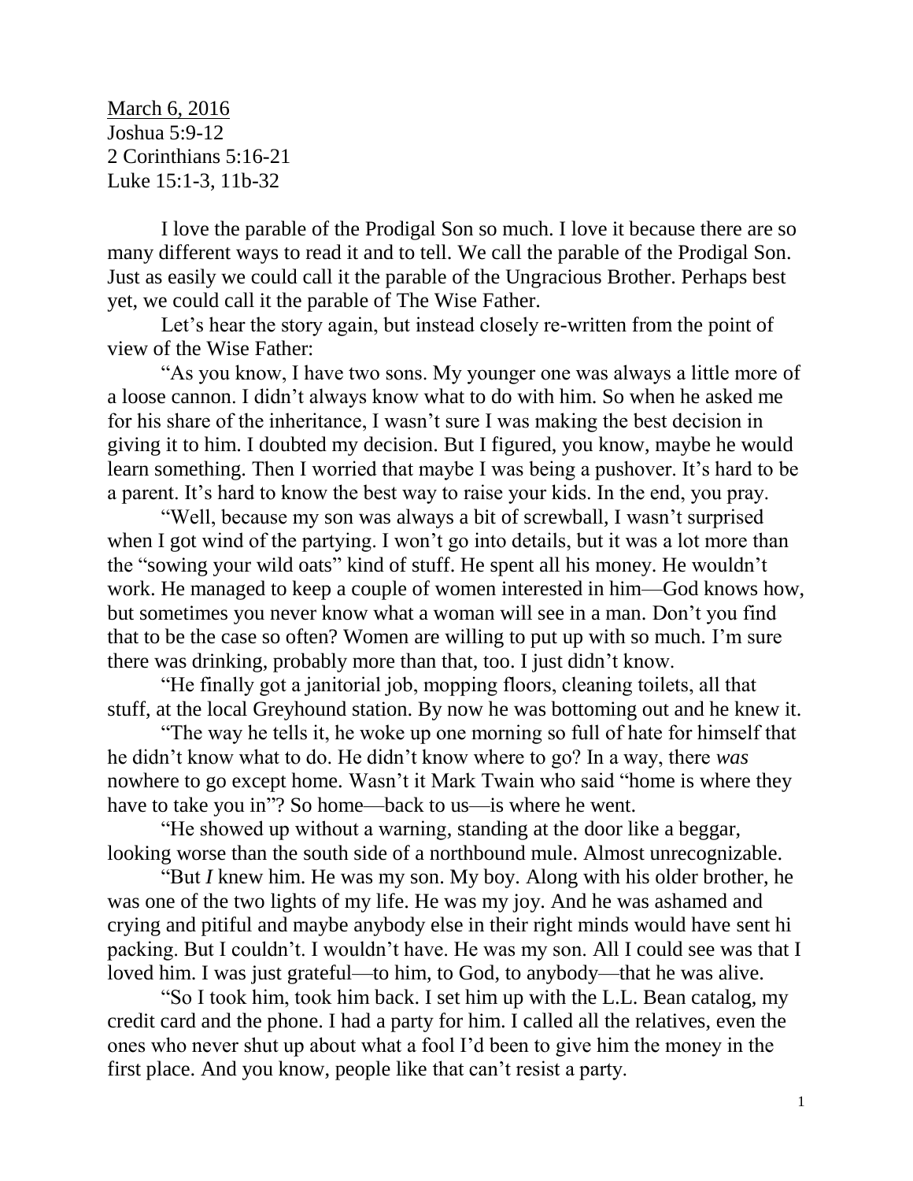<u>March 6, 2016</u>
Joshua 5:9-12
2 Corinthians 5:16-21
Luke 15:1-3, 11b-32

I love the parable of the Prodigal Son so much. I love it because there are so many different ways to read it and to tell. We call the parable of the Prodigal Son. Just as easily we could call it the parable of the Ungracious Brother. Perhaps best yet, we could call it the parable of The Wise Father.

Let's hear the story again, but instead closely re-written from the point of view of the Wise Father:

"As you know, I have two sons. My younger one was always a little more of a loose cannon. I didn't always know what to do with him. So when he asked me for his share of the inheritance, I wasn't sure I was making the best decision in giving it to him. I doubted my decision. But I figured, you know, maybe he would learn something. Then I worried that maybe I was being a pushover. It's hard to be a parent. It's hard to know the best way to raise your kids. In the end, you pray.

"Well, because my son was always a bit of screwball, I wasn't surprised when I got wind of the partying. I won't go into details, but it was a lot more than the "sowing your wild oats" kind of stuff. He spent all his money. He wouldn't work. He managed to keep a couple of women interested in him—God knows how, but sometimes you never know what a woman will see in a man. Don't you find that to be the case so often? Women are willing to put up with so much. I'm sure there was drinking, probably more than that, too. I just didn't know.

"He finally got a janitorial job, mopping floors, cleaning toilets, all that stuff, at the local Greyhound station. By now he was bottoming out and he knew it.

"The way he tells it, he woke up one morning so full of hate for himself that he didn't know what to do. He didn't know where to go? In a way, there *was* nowhere to go except home. Wasn't it Mark Twain who said "home is where they have to take you in"? So home—back to us—is where he went.

"He showed up without a warning, standing at the door like a beggar, looking worse than the south side of a northbound mule. Almost unrecognizable.

"But *I* knew him. He was my son. My boy. Along with his older brother, he was one of the two lights of my life. He was my joy. And he was ashamed and crying and pitiful and maybe anybody else in their right minds would have sent hi packing. But I couldn't. I wouldn't have. He was my son. All I could see was that I loved him. I was just grateful—to him, to God, to anybody—that he was alive.

"So I took him, took him back. I set him up with the L.L. Bean catalog, my credit card and the phone. I had a party for him. I called all the relatives, even the ones who never shut up about what a fool I'd been to give him the money in the first place. And you know, people like that can't resist a party.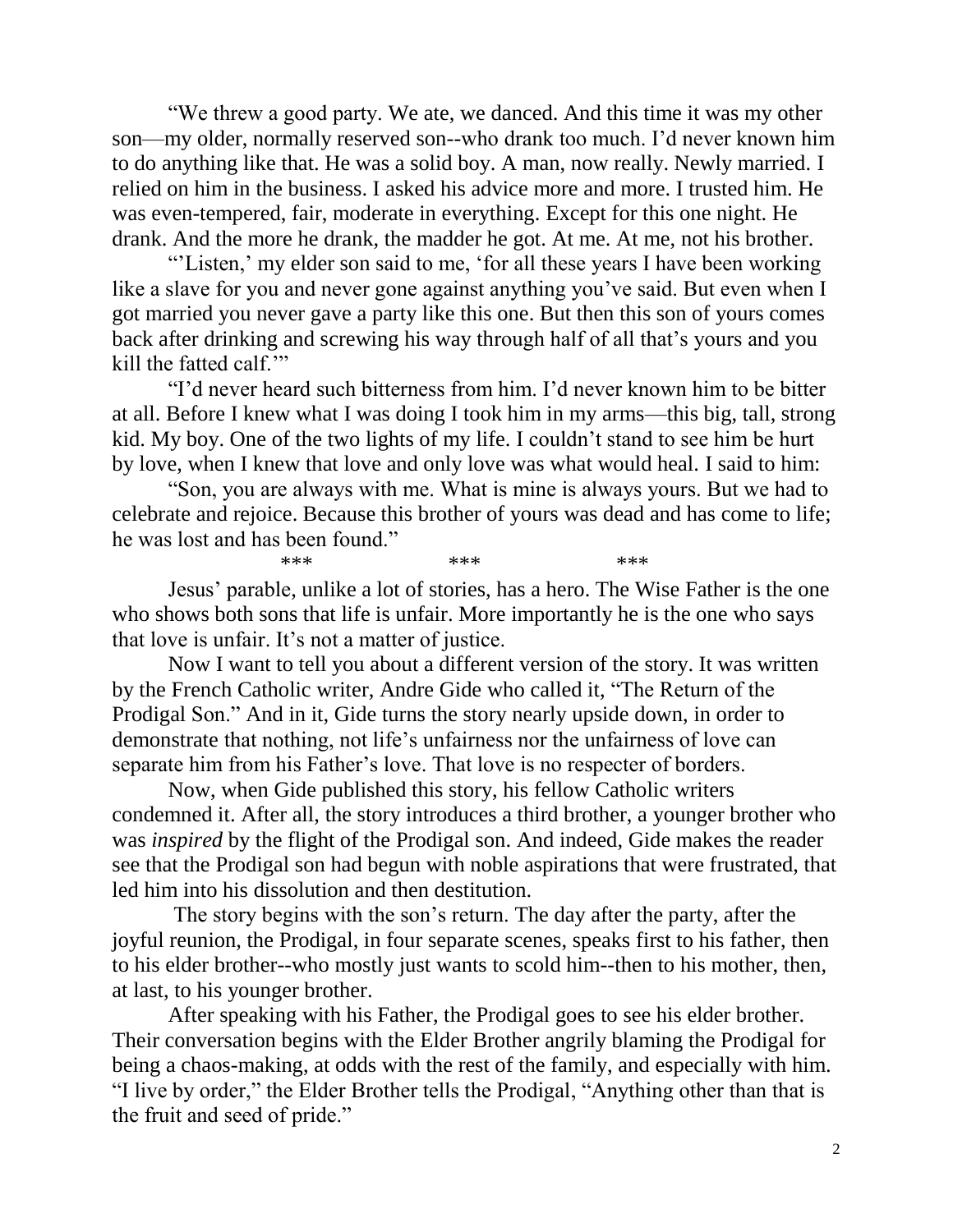"We threw a good party. We ate, we danced. And this time it was my other son—my older, normally reserved son--who drank too much. I'd never known him to do anything like that. He was a solid boy. A man, now really. Newly married. I relied on him in the business. I asked his advice more and more. I trusted him. He was even-tempered, fair, moderate in everything. Except for this one night. He drank. And the more he drank, the madder he got. At me. At me, not his brother.

"'Listen,' my elder son said to me, 'for all these years I have been working like a slave for you and never gone against anything you've said. But even when I got married you never gave a party like this one. But then this son of yours comes back after drinking and screwing his way through half of all that's yours and you kill the fatted calf.'"

"I'd never heard such bitterness from him. I'd never known him to be bitter at all. Before I knew what I was doing I took him in my arms—this big, tall, strong kid. My boy. One of the two lights of my life. I couldn't stand to see him be hurt by love, when I knew that love and only love was what would heal. I said to him:

"Son, you are always with me. What is mine is always yours. But we had to celebrate and rejoice. Because this brother of yours was dead and has come to life; he was lost and has been found."

*** *** ***

Jesus' parable, unlike a lot of stories, has a hero. The Wise Father is the one who shows both sons that life is unfair. More importantly he is the one who says that love is unfair. It's not a matter of justice.

Now I want to tell you about a different version of the story. It was written by the French Catholic writer, Andre Gide who called it, "The Return of the Prodigal Son." And in it, Gide turns the story nearly upside down, in order to demonstrate that nothing, not life's unfairness nor the unfairness of love can separate him from his Father's love. That love is no respecter of borders.

Now, when Gide published this story, his fellow Catholic writers condemned it. After all, the story introduces a third brother, a younger brother who was *inspired* by the flight of the Prodigal son. And indeed, Gide makes the reader see that the Prodigal son had begun with noble aspirations that were frustrated, that led him into his dissolution and then destitution.

The story begins with the son's return. The day after the party, after the joyful reunion, the Prodigal, in four separate scenes, speaks first to his father, then to his elder brother--who mostly just wants to scold him--then to his mother, then, at last, to his younger brother.

After speaking with his Father, the Prodigal goes to see his elder brother. Their conversation begins with the Elder Brother angrily blaming the Prodigal for being a chaos-making, at odds with the rest of the family, and especially with him. "I live by order," the Elder Brother tells the Prodigal, "Anything other than that is the fruit and seed of pride."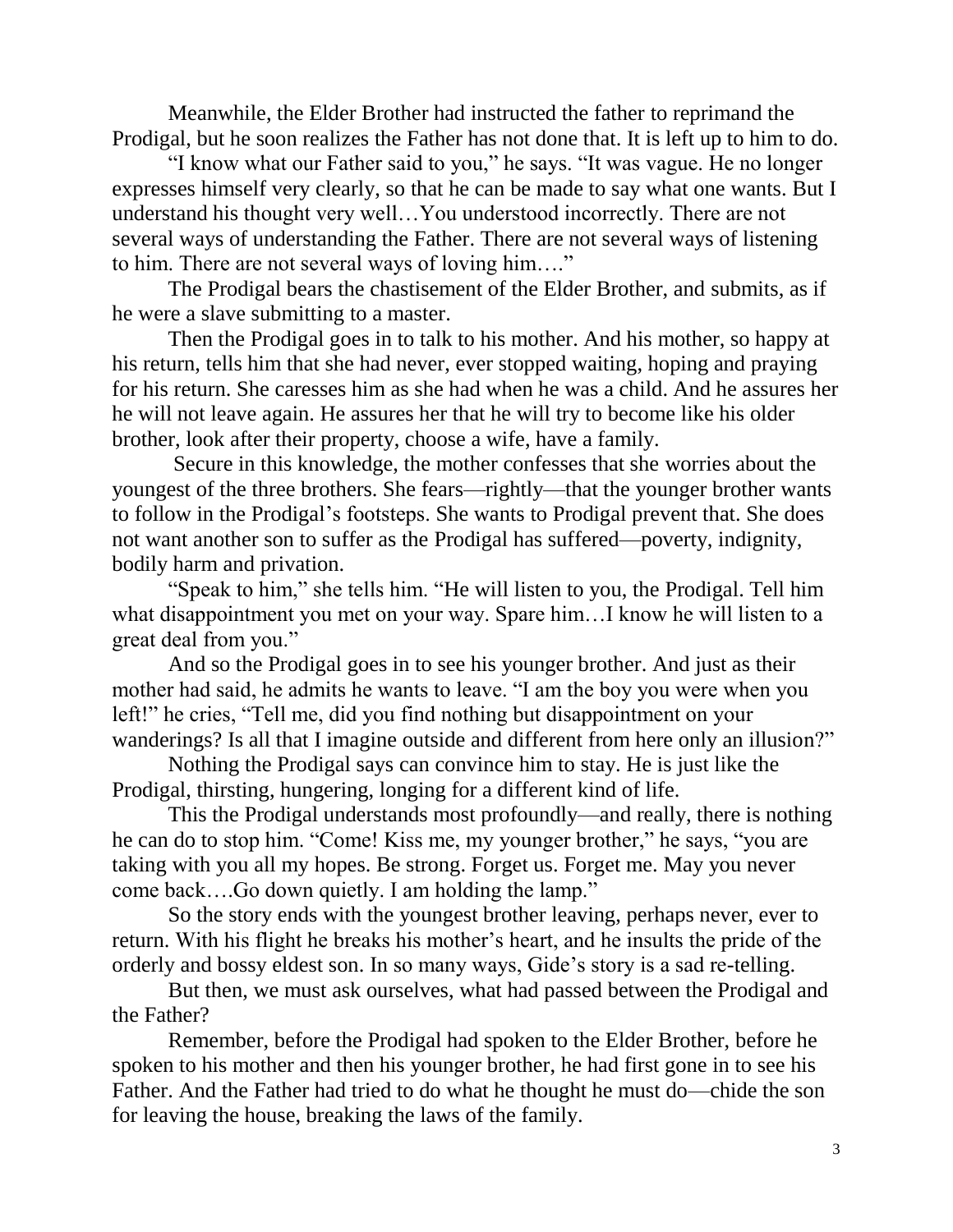Meanwhile, the Elder Brother had instructed the father to reprimand the Prodigal, but he soon realizes the Father has not done that. It is left up to him to do.

"I know what our Father said to you," he says. "It was vague. He no longer expresses himself very clearly, so that he can be made to say what one wants. But I understand his thought very well…You understood incorrectly. There are not several ways of understanding the Father. There are not several ways of listening to him. There are not several ways of loving him…."

The Prodigal bears the chastisement of the Elder Brother, and submits, as if he were a slave submitting to a master.

Then the Prodigal goes in to talk to his mother. And his mother, so happy at his return, tells him that she had never, ever stopped waiting, hoping and praying for his return. She caresses him as she had when he was a child. And he assures her he will not leave again. He assures her that he will try to become like his older brother, look after their property, choose a wife, have a family.

Secure in this knowledge, the mother confesses that she worries about the youngest of the three brothers. She fears—rightly—that the younger brother wants to follow in the Prodigal's footsteps. She wants to Prodigal prevent that. She does not want another son to suffer as the Prodigal has suffered—poverty, indignity, bodily harm and privation.

"Speak to him," she tells him. "He will listen to you, the Prodigal. Tell him what disappointment you met on your way. Spare him…I know he will listen to a great deal from you."

And so the Prodigal goes in to see his younger brother. And just as their mother had said, he admits he wants to leave. "I am the boy you were when you left!" he cries, "Tell me, did you find nothing but disappointment on your wanderings? Is all that I imagine outside and different from here only an illusion?"

Nothing the Prodigal says can convince him to stay. He is just like the Prodigal, thirsting, hungering, longing for a different kind of life.

This the Prodigal understands most profoundly—and really, there is nothing he can do to stop him. "Come! Kiss me, my younger brother," he says, "you are taking with you all my hopes. Be strong. Forget us. Forget me. May you never come back….Go down quietly. I am holding the lamp."

So the story ends with the youngest brother leaving, perhaps never, ever to return. With his flight he breaks his mother's heart, and he insults the pride of the orderly and bossy eldest son. In so many ways, Gide's story is a sad re-telling.

But then, we must ask ourselves, what had passed between the Prodigal and the Father?

Remember, before the Prodigal had spoken to the Elder Brother, before he spoken to his mother and then his younger brother, he had first gone in to see his Father. And the Father had tried to do what he thought he must do—chide the son for leaving the house, breaking the laws of the family.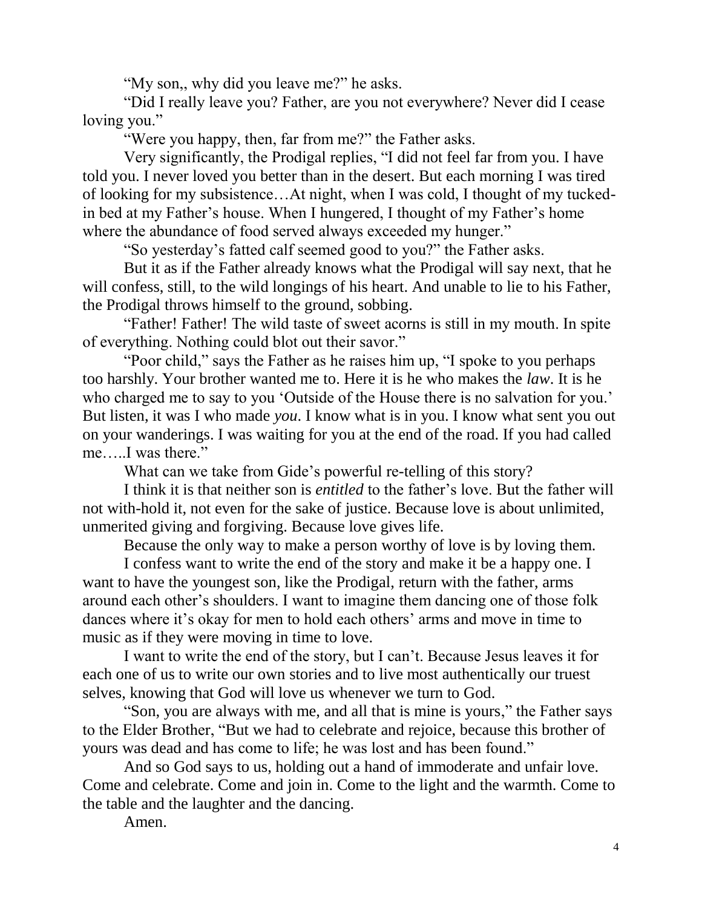"My son,, why did you leave me?" he asks.

"Did I really leave you? Father, are you not everywhere? Never did I cease loving you."

"Were you happy, then, far from me?" the Father asks.

Very significantly, the Prodigal replies, "I did not feel far from you. I have told you. I never loved you better than in the desert. But each morning I was tired of looking for my subsistence…At night, when I was cold, I thought of my tucked-in bed at my Father's house. When I hungered, I thought of my Father's home where the abundance of food served always exceeded my hunger."

"So yesterday's fatted calf seemed good to you?" the Father asks.

But it as if the Father already knows what the Prodigal will say next, that he will confess, still, to the wild longings of his heart. And unable to lie to his Father, the Prodigal throws himself to the ground, sobbing.

"Father! Father! The wild taste of sweet acorns is still in my mouth. In spite of everything. Nothing could blot out their savor."

"Poor child," says the Father as he raises him up, "I spoke to you perhaps too harshly. Your brother wanted me to. Here it is he who makes the *law*. It is he who charged me to say to you 'Outside of the House there is no salvation for you.' But listen, it was I who made *you*. I know what is in you. I know what sent you out on your wanderings. I was waiting for you at the end of the road. If you had called me…..I was there."

What can we take from Gide's powerful re-telling of this story?

I think it is that neither son is *entitled* to the father's love. But the father will not with-hold it, not even for the sake of justice. Because love is about unlimited, unmerited giving and forgiving. Because love gives life.

Because the only way to make a person worthy of love is by loving them.

I confess want to write the end of the story and make it be a happy one. I want to have the youngest son, like the Prodigal, return with the father, arms around each other's shoulders. I want to imagine them dancing one of those folk dances where it's okay for men to hold each others' arms and move in time to music as if they were moving in time to love.

I want to write the end of the story, but I can't. Because Jesus leaves it for each one of us to write our own stories and to live most authentically our truest selves, knowing that God will love us whenever we turn to God.

"Son, you are always with me, and all that is mine is yours," the Father says to the Elder Brother, "But we had to celebrate and rejoice, because this brother of yours was dead and has come to life; he was lost and has been found."

And so God says to us, holding out a hand of immoderate and unfair love. Come and celebrate. Come and join in. Come to the light and the warmth. Come to the table and the laughter and the dancing.

Amen.